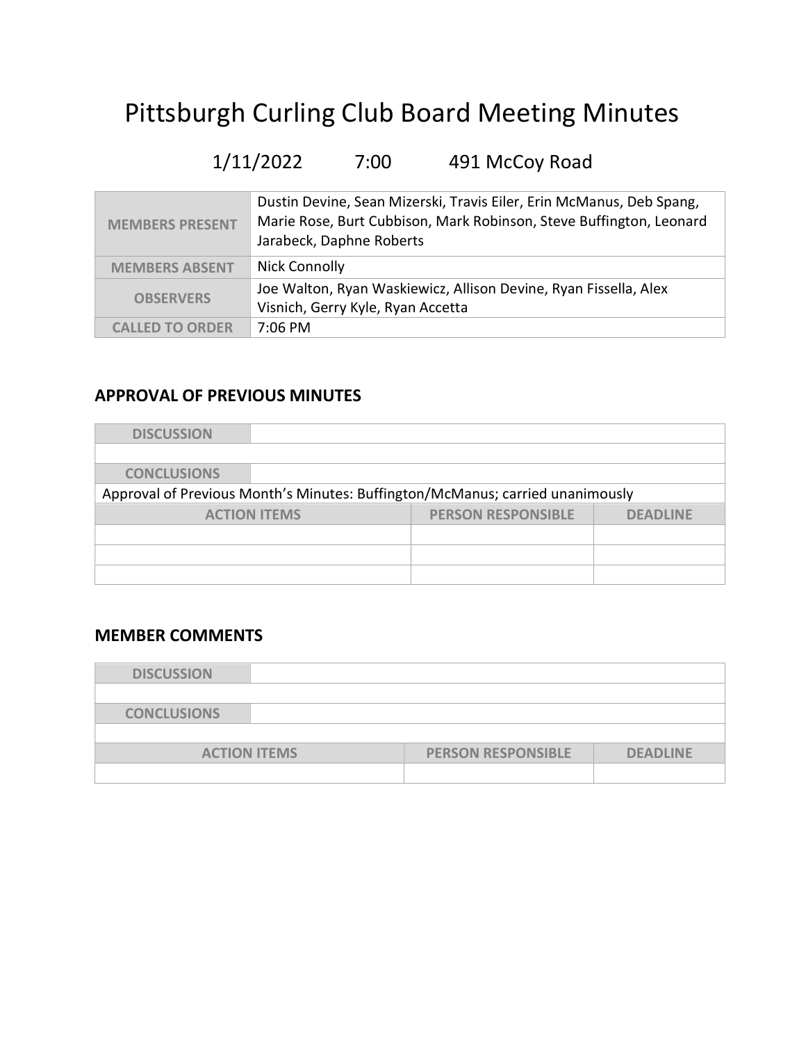# Pittsburgh Curling Club Board Meeting Minutes

1/11/2022 7:00 491 McCoy Road

| | |
|---|---|
| MEMBERS PRESENT | Dustin Devine, Sean Mizerski, Travis Eiler, Erin McManus, Deb Spang, Marie Rose, Burt Cubbison, Mark Robinson, Steve Buffington, Leonard Jarabeck, Daphne Roberts |
| MEMBERS ABSENT | Nick Connolly |
| OBSERVERS | Joe Walton, Ryan Waskiewicz, Allison Devine, Ryan Fissella, Alex Visnich, Gerry Kyle, Ryan Accetta |
| CALLED TO ORDER | 7:06 PM |

## APPROVAL OF PREVIOUS MINUTES

| DISCUSSION | | |
|---|---|---|
| | | |
| CONCLUSIONS | | |
| Approval of Previous Month's Minutes: Buffington/McManus; carried unanimously | | |
| ACTION ITEMS | PERSON RESPONSIBLE | DEADLINE |
| | | |
| | | |
| | | |

## MEMBER COMMENTS

| DISCUSSION | | |
|---|---|---|
| | | |
| CONCLUSIONS | | |
| | | |
| ACTION ITEMS | PERSON RESPONSIBLE | DEADLINE |
| | | |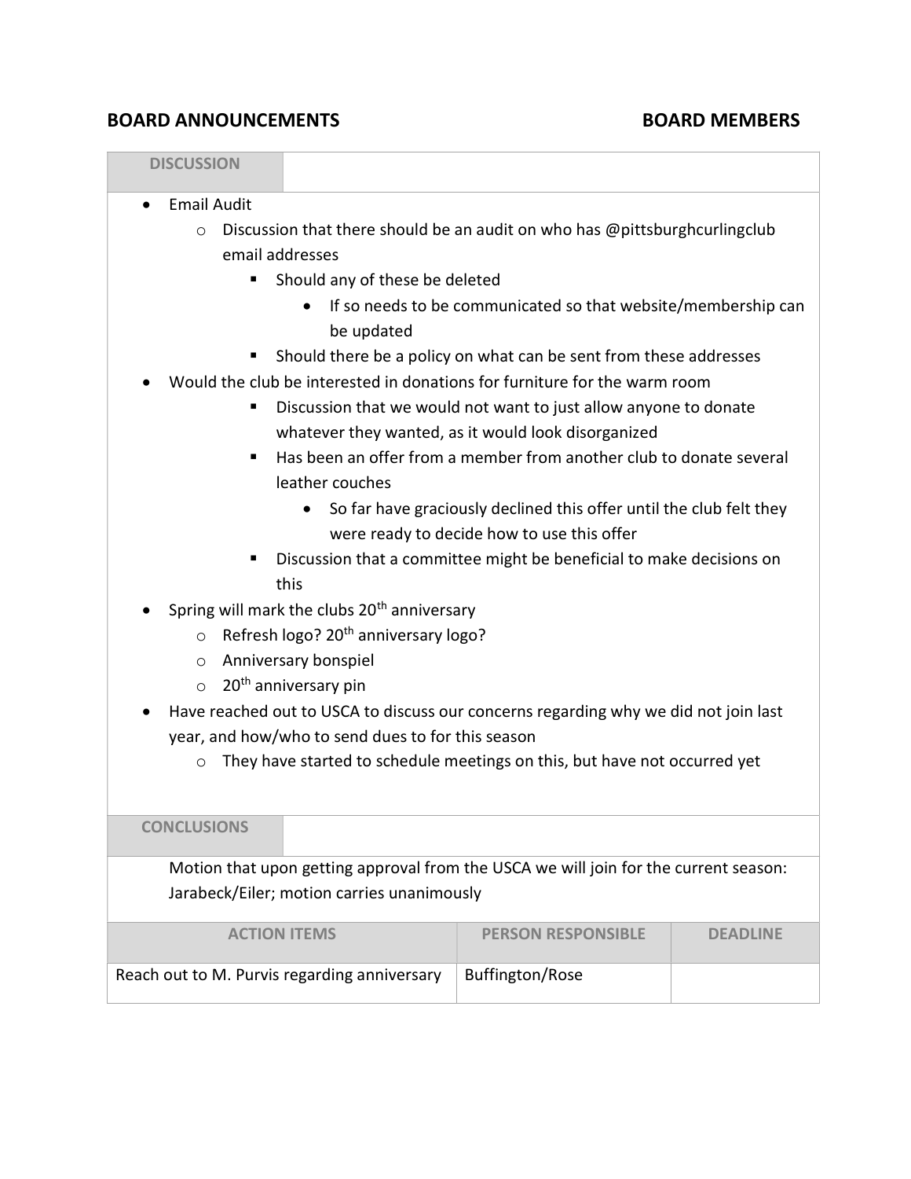## BOARD ANNOUNCEMENTS — BOARD MEMBERS

**DISCUSSION**

- Email Audit
  - Discussion that there should be an audit on who has @pittsburghcurlingclub email addresses
    - Should any of these be deleted
      - If so needs to be communicated so that website/membership can be updated
    - Should there be a policy on what can be sent from these addresses
- Would the club be interested in donations for furniture for the warm room
    - Discussion that we would not want to just allow anyone to donate whatever they wanted, as it would look disorganized
    - Has been an offer from a member from another club to donate several leather couches
      - So far have graciously declined this offer until the club felt they were ready to decide how to use this offer
    - Discussion that a committee might be beneficial to make decisions on this
- Spring will mark the clubs 20th anniversary
  - Refresh logo? 20th anniversary logo?
  - Anniversary bonspiel
  - 20th anniversary pin
- Have reached out to USCA to discuss our concerns regarding why we did not join last year, and how/who to send dues to for this season
  - They have started to schedule meetings on this, but have not occurred yet

**CONCLUSIONS**

Motion that upon getting approval from the USCA we will join for the current season: Jarabeck/Eiler; motion carries unanimously

| ACTION ITEMS | PERSON RESPONSIBLE | DEADLINE |
| --- | --- | --- |
| Reach out to M. Purvis regarding anniversary | Buffington/Rose | |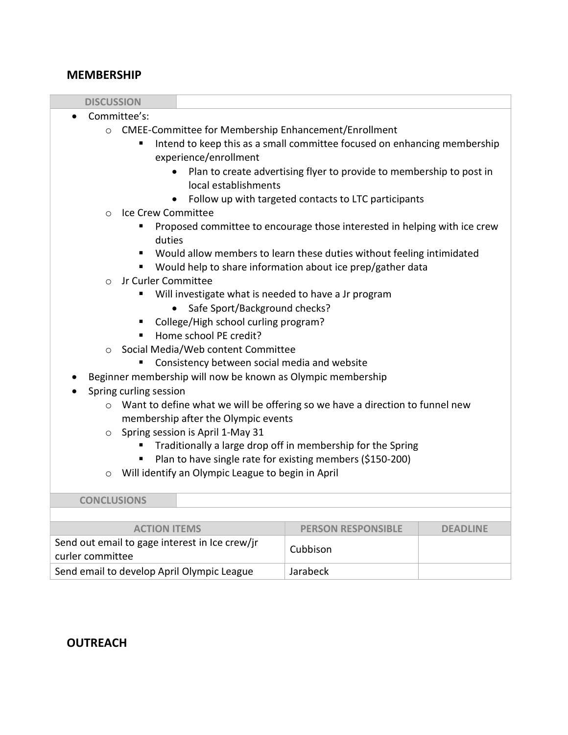## MEMBERSHIP

| DISCUSSION | |
|---|---|

- Committee's:
  - CMEE-Committee for Membership Enhancement/Enrollment
    - Intend to keep this as a small committee focused on enhancing membership experience/enrollment
      - Plan to create advertising flyer to provide to membership to post in local establishments
      - Follow up with targeted contacts to LTC participants
  - Ice Crew Committee
    - Proposed committee to encourage those interested in helping with ice crew duties
    - Would allow members to learn these duties without feeling intimidated
    - Would help to share information about ice prep/gather data
  - Jr Curler Committee
    - Will investigate what is needed to have a Jr program
      - Safe Sport/Background checks?
    - College/High school curling program?
    - Home school PE credit?
  - Social Media/Web content Committee
    - Consistency between social media and website
- Beginner membership will now be known as Olympic membership
- Spring curling session
  - Want to define what we will be offering so we have a direction to funnel new membership after the Olympic events
  - Spring session is April 1-May 31
    - Traditionally a large drop off in membership for the Spring
    - Plan to have single rate for existing members ($150-200)
  - Will identify an Olympic League to begin in April

| CONCLUSIONS | |
|---|---|

| ACTION ITEMS | PERSON RESPONSIBLE | DEADLINE |
|---|---|---|
| Send out email to gage interest in Ice crew/jr curler committee | Cubbison | |
| Send email to develop April Olympic League | Jarabeck | |

## OUTREACH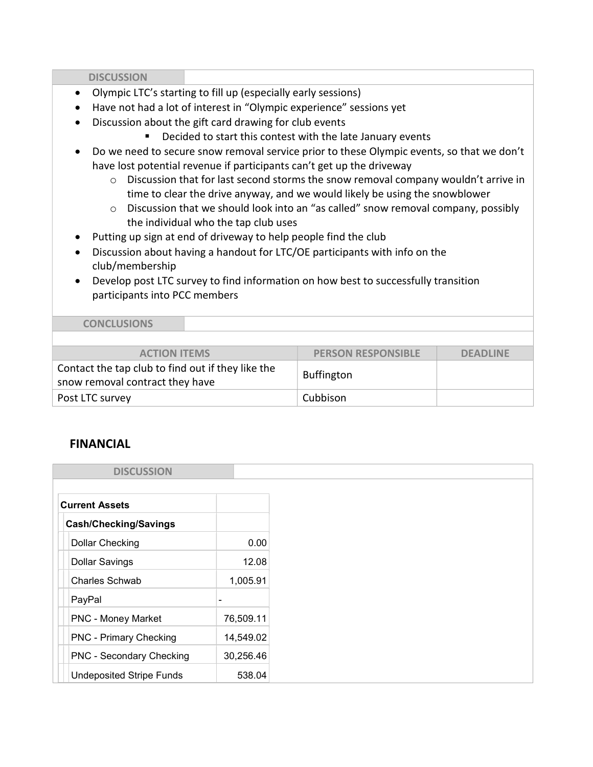**DISCUSSION**

- Olympic LTC's starting to fill up (especially early sessions)
- Have not had a lot of interest in "Olympic experience" sessions yet
- Discussion about the gift card drawing for club events
  - Decided to start this contest with the late January events
- Do we need to secure snow removal service prior to these Olympic events, so that we don't have lost potential revenue if participants can't get up the driveway
  - Discussion that for last second storms the snow removal company wouldn't arrive in time to clear the drive anyway, and we would likely be using the snowblower
  - Discussion that we should look into an "as called" snow removal company, possibly the individual who the tap club uses
- Putting up sign at end of driveway to help people find the club
- Discussion about having a handout for LTC/OE participants with info on the club/membership
- Develop post LTC survey to find information on how best to successfully transition participants into PCC members

**CONCLUSIONS**

| ACTION ITEMS | PERSON RESPONSIBLE | DEADLINE |
|---|---|---|
| Contact the tap club to find out if they like the snow removal contract they have | Buffington | |
| Post LTC survey | Cubbison | |

## FINANCIAL

**DISCUSSION**

| Current Assets | |
|---|---|
| **Cash/Checking/Savings** | |
| Dollar Checking | 0.00 |
| Dollar Savings | 12.08 |
| Charles Schwab | 1,005.91 |
| PayPal | - |
| PNC - Money Market | 76,509.11 |
| PNC - Primary Checking | 14,549.02 |
| PNC - Secondary Checking | 30,256.46 |
| Undeposited Stripe Funds | 538.04 |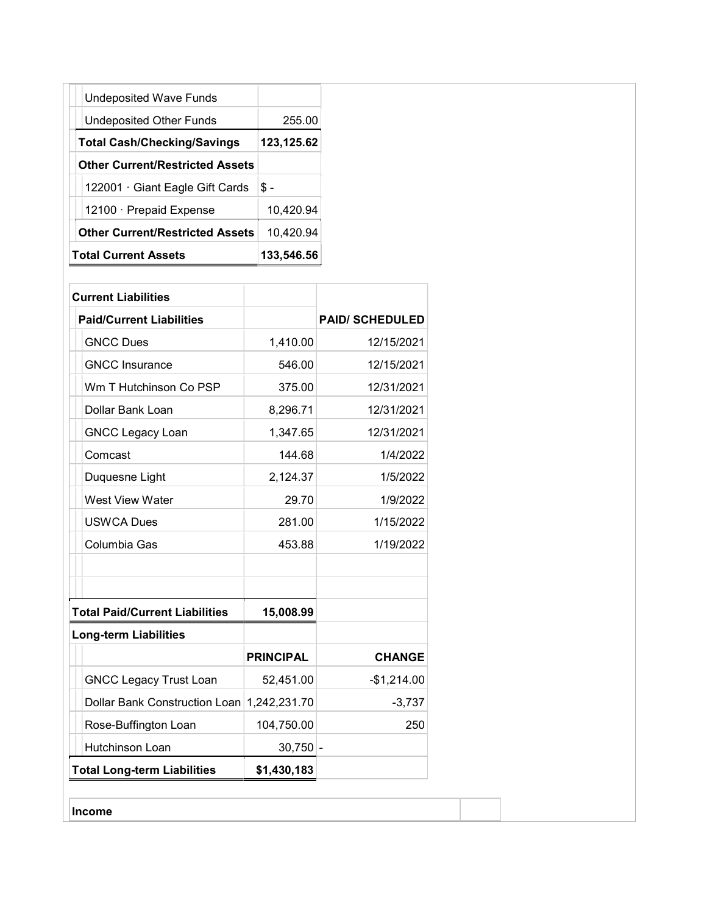| | |
|---|---|
| Undeposited Wave Funds | |
| Undeposited Other Funds | 255.00 |
| **Total Cash/Checking/Savings** | **123,125.62** |
| **Other Current/Restricted Assets** | |
| 122001 · Giant Eagle Gift Cards | $ - |
| 12100 · Prepaid Expense | 10,420.94 |
| **Other Current/Restricted Assets** | 10,420.94 |
| **Total Current Assets** | **133,546.56** |

| **Current Liabilities** | | |
|---|---|---|
| **Paid/Current Liabilities** | | **PAID/ SCHEDULED** |
| GNCC Dues | 1,410.00 | 12/15/2021 |
| GNCC Insurance | 546.00 | 12/15/2021 |
| Wm T Hutchinson Co PSP | 375.00 | 12/31/2021 |
| Dollar Bank Loan | 8,296.71 | 12/31/2021 |
| GNCC Legacy Loan | 1,347.65 | 12/31/2021 |
| Comcast | 144.68 | 1/4/2022 |
| Duquesne Light | 2,124.37 | 1/5/2022 |
| West View Water | 29.70 | 1/9/2022 |
| USWCA Dues | 281.00 | 1/15/2022 |
| Columbia Gas | 453.88 | 1/19/2022 |
| | | |
| | | |
| **Total Paid/Current Liabilities** | **15,008.99** | |
| **Long-term Liabilities** | | |
| | **PRINCIPAL** | **CHANGE** |
| GNCC Legacy Trust Loan | 52,451.00 | -$1,214.00 |
| Dollar Bank Construction Loan | 1,242,231.70 | -3,737 |
| Rose-Buffington Loan | 104,750.00 | 250 |
| Hutchinson Loan | 30,750 | - |
| **Total Long-term Liabilities** | **$1,430,183** | |

| **Income** | |
|---|---|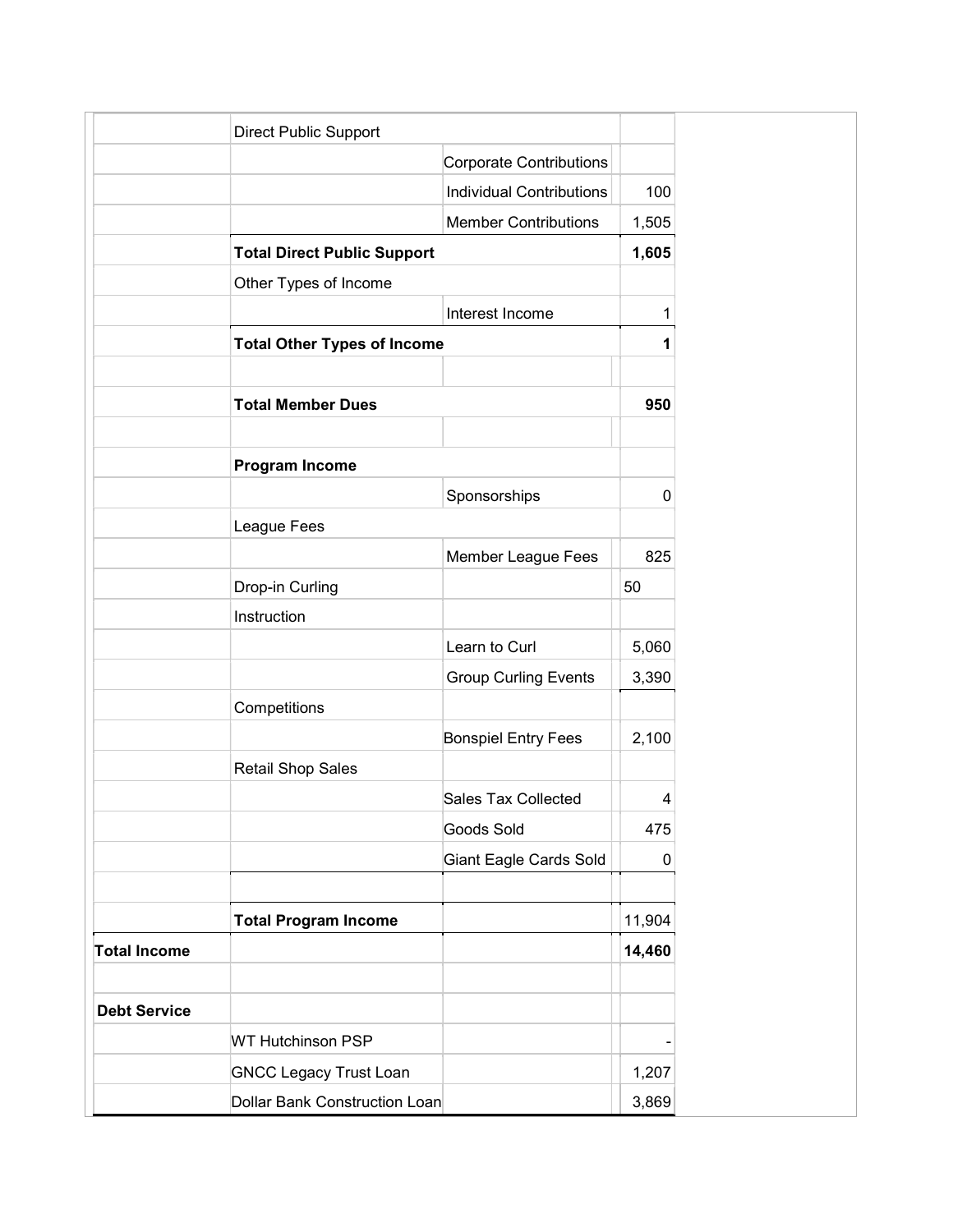| | | | |
|---|---|---|---|
| | Direct Public Support | | |
| | | Corporate Contributions | |
| | | Individual Contributions | 100 |
| | | Member Contributions | 1,505 |
| | **Total Direct Public Support** | | **1,605** |
| | Other Types of Income | | |
| | | Interest Income | 1 |
| | **Total Other Types of Income** | | **1** |
| | | | |
| | **Total Member Dues** | | **950** |
| | | | |
| | **Program Income** | | |
| | | Sponsorships | 0 |
| | League Fees | | |
| | | Member League Fees | 825 |
| | Drop-in Curling | | 50 |
| | Instruction | | |
| | | Learn to Curl | 5,060 |
| | | Group Curling Events | 3,390 |
| | Competitions | | |
| | | Bonspiel Entry Fees | 2,100 |
| | Retail Shop Sales | | |
| | | Sales Tax Collected | 4 |
| | | Goods Sold | 475 |
| | | Giant Eagle Cards Sold | 0 |
| | | | |
| | **Total Program Income** | | 11,904 |
| **Total Income** | | | **14,460** |
| | | | |
| **Debt Service** | | | |
| | WT Hutchinson PSP | | - |
| | GNCC Legacy Trust Loan | | 1,207 |
| | Dollar Bank Construction Loan | | 3,869 |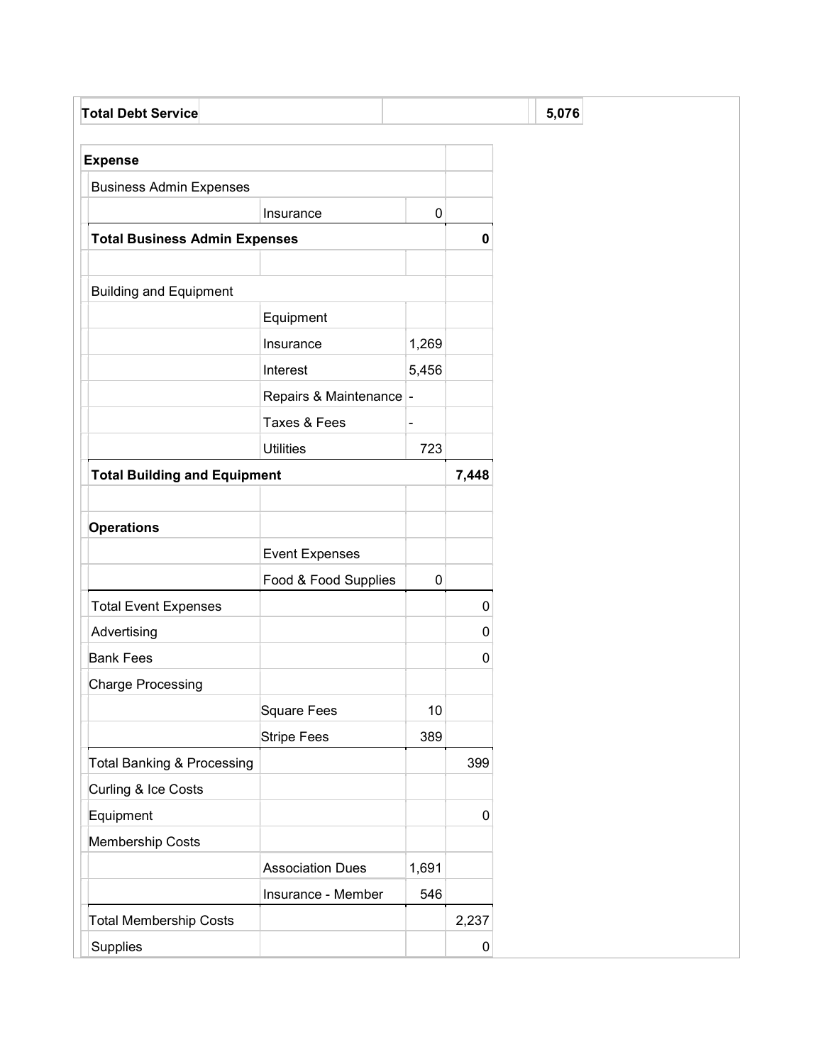| Total Debt Service | | | 5,076 |
|---|---|---|---|

| **Expense** | | | |
|---|---|---|---|
| Business Admin Expenses | | | |
| | Insurance | 0 | |
| **Total Business Admin Expenses** | | | **0** |
| | | | |
| Building and Equipment | | | |
| | Equipment | | |
| | Insurance | 1,269 | |
| | Interest | 5,456 | |
| | Repairs & Maintenance | - | |
| | Taxes & Fees | - | |
| | Utilities | 723 | |
| **Total Building and Equipment** | | | **7,448** |
| | | | |
| **Operations** | | | |
| | Event Expenses | | |
| | Food & Food Supplies | 0 | |
| Total Event Expenses | | | 0 |
| Advertising | | | 0 |
| Bank Fees | | | 0 |
| Charge Processing | | | |
| | Square Fees | 10 | |
| | Stripe Fees | 389 | |
| Total Banking & Processing | | | 399 |
| Curling & Ice Costs | | | |
| Equipment | | | 0 |
| Membership Costs | | | |
| | Association Dues | 1,691 | |
| | Insurance - Member | 546 | |
| Total Membership Costs | | | 2,237 |
| Supplies | | | 0 |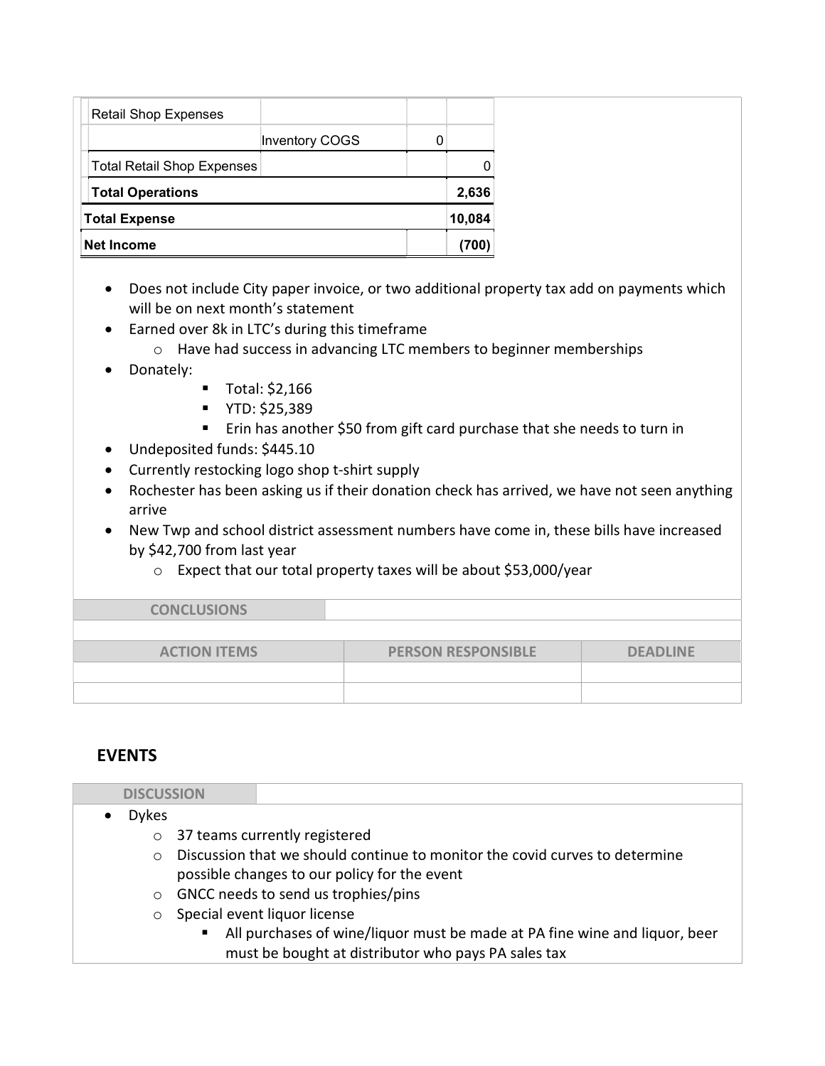| Retail Shop Expenses | | | |
|---|---|---|---|
| | Inventory COGS | 0 | |
| Total Retail Shop Expenses | | | 0 |
| **Total Operations** | | | **2,636** |
| **Total Expense** | | | **10,084** |
| **Net Income** | | | **(700)** |

- Does not include City paper invoice, or two additional property tax add on payments which will be on next month's statement
- Earned over 8k in LTC's during this timeframe
  - Have had success in advancing LTC members to beginner memberships
- Donately:
  - Total: $2,166
  - YTD: $25,389
  - Erin has another $50 from gift card purchase that she needs to turn in
- Undeposited funds: $445.10
- Currently restocking logo shop t-shirt supply
- Rochester has been asking us if their donation check has arrived, we have not seen anything arrive
- New Twp and school district assessment numbers have come in, these bills have increased by $42,700 from last year
  - Expect that our total property taxes will be about $53,000/year

| CONCLUSIONS | |
|---|---|
| | |

| ACTION ITEMS | PERSON RESPONSIBLE | DEADLINE |
|---|---|---|
| | | |
| | | |

## EVENTS

| DISCUSSION | |
|---|---|

- Dykes
  - 37 teams currently registered
  - Discussion that we should continue to monitor the covid curves to determine possible changes to our policy for the event
  - GNCC needs to send us trophies/pins
  - Special event liquor license
    - All purchases of wine/liquor must be made at PA fine wine and liquor, beer must be bought at distributor who pays PA sales tax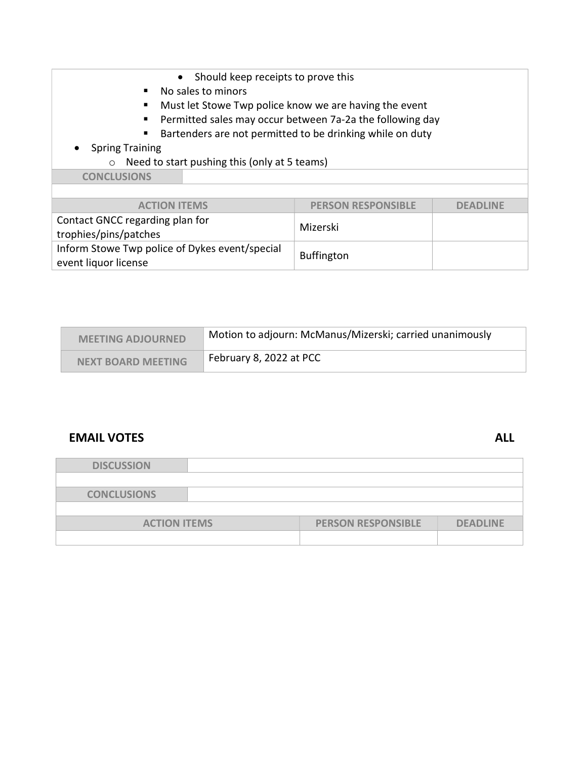- Should keep receipts to prove this
  - No sales to minors
  - Must let Stowe Twp police know we are having the event
  - Permitted sales may occur between 7a-2a the following day
  - Bartenders are not permitted to be drinking while on duty
- Spring Training
  - Need to start pushing this (only at 5 teams)

| CONCLUSIONS | | |
|---|---|---|
| | | |
| **ACTION ITEMS** | **PERSON RESPONSIBLE** | **DEADLINE** |
| Contact GNCC regarding plan for trophies/pins/patches | Mizerski | |
| Inform Stowe Twp police of Dykes event/special event liquor license | Buffington | |

| | |
|---|---|
| MEETING ADJOURNED | Motion to adjourn: McManus/Mizerski; carried unanimously |
| NEXT BOARD MEETING | February 8, 2022 at PCC |

## EMAIL VOTES — ALL

| DISCUSSION | | |
|---|---|---|
| | | |
| **CONCLUSIONS** | | |
| | | |
| **ACTION ITEMS** | **PERSON RESPONSIBLE** | **DEADLINE** |
| | | |